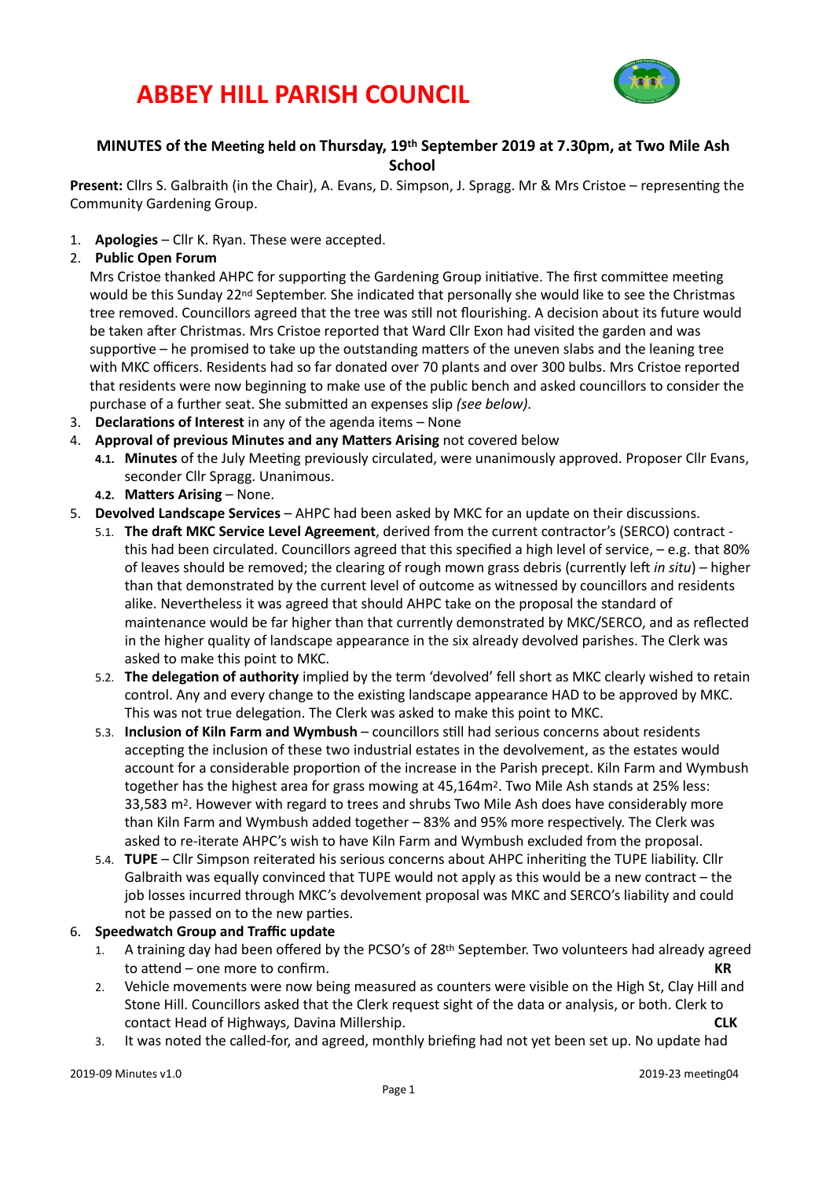# ABBEY HILL PARISH COUNCIL

**MINUTES of the Meeting held on Thursday, 19th September 2019 at 7.30pm, at Two Mile Ash School**

**Present:** Cllrs S. Galbraith (in the Chair), A. Evans, D. Simpson, J. Spragg. Mr & Mrs Cristoe – representing the Community Gardening Group.

1. **Apologies** – Cllr K. Ryan. These were accepted.
2. **Public Open Forum**
   Mrs Cristoe thanked AHPC for supporting the Gardening Group initiative. The first committee meeting would be this Sunday 22nd September. She indicated that personally she would like to see the Christmas tree removed. Councillors agreed that the tree was still not flourishing. A decision about its future would be taken after Christmas. Mrs Cristoe reported that Ward Cllr Exon had visited the garden and was supportive – he promised to take up the outstanding matters of the uneven slabs and the leaning tree with MKC officers. Residents had so far donated over 70 plants and over 300 bulbs. Mrs Cristoe reported that residents were now beginning to make use of the public bench and asked councillors to consider the purchase of a further seat. She submitted an expenses slip *(see below)*.
3. **Declarations of Interest** in any of the agenda items – None
4. **Approval of previous Minutes and any Matters Arising** not covered below
   - **4.1. Minutes** of the July Meeting previously circulated, were unanimously approved. Proposer Cllr Evans, seconder Cllr Spragg. Unanimous.
   - **4.2. Matters Arising** – None.
5. **Devolved Landscape Services** – AHPC had been asked by MKC for an update on their discussions.
   - 5.1. **The draft MKC Service Level Agreement**, derived from the current contractor's (SERCO) contract - this had been circulated. Councillors agreed that this specified a high level of service, – e.g. that 80% of leaves should be removed; the clearing of rough mown grass debris (currently left *in situ*) – higher than that demonstrated by the current level of outcome as witnessed by councillors and residents alike. Nevertheless it was agreed that should AHPC take on the proposal the standard of maintenance would be far higher than that currently demonstrated by MKC/SERCO, and as reflected in the higher quality of landscape appearance in the six already devolved parishes. The Clerk was asked to make this point to MKC.
   - 5.2. **The delegation of authority** implied by the term 'devolved' fell short as MKC clearly wished to retain control. Any and every change to the existing landscape appearance HAD to be approved by MKC. This was not true delegation. The Clerk was asked to make this point to MKC.
   - 5.3. **Inclusion of Kiln Farm and Wymbush** – councillors still had serious concerns about residents accepting the inclusion of these two industrial estates in the devolvement, as the estates would account for a considerable proportion of the increase in the Parish precept. Kiln Farm and Wymbush together has the highest area for grass mowing at 45,164m$^2$. Two Mile Ash stands at 25% less: 33,583 m$^2$. However with regard to trees and shrubs Two Mile Ash does have considerably more than Kiln Farm and Wymbush added together – 83% and 95% more respectively. The Clerk was asked to re-iterate AHPC's wish to have Kiln Farm and Wymbush excluded from the proposal.
   - 5.4. **TUPE** – Cllr Simpson reiterated his serious concerns about AHPC inheriting the TUPE liability. Cllr Galbraith was equally convinced that TUPE would not apply as this would be a new contract – the job losses incurred through MKC's devolvement proposal was MKC and SERCO's liability and could not be passed on to the new parties.
6. **Speedwatch Group and Traffic update**
   1. A training day had been offered by the PCSO's of 28th September. Two volunteers had already agreed to attend – one more to confirm. **KR**
   2. Vehicle movements were now being measured as counters were visible on the High St, Clay Hill and Stone Hill. Councillors asked that the Clerk request sight of the data or analysis, or both. Clerk to contact Head of Highways, Davina Millership. **CLK**
   3. It was noted the called-for, and agreed, monthly briefing had not yet been set up. No update had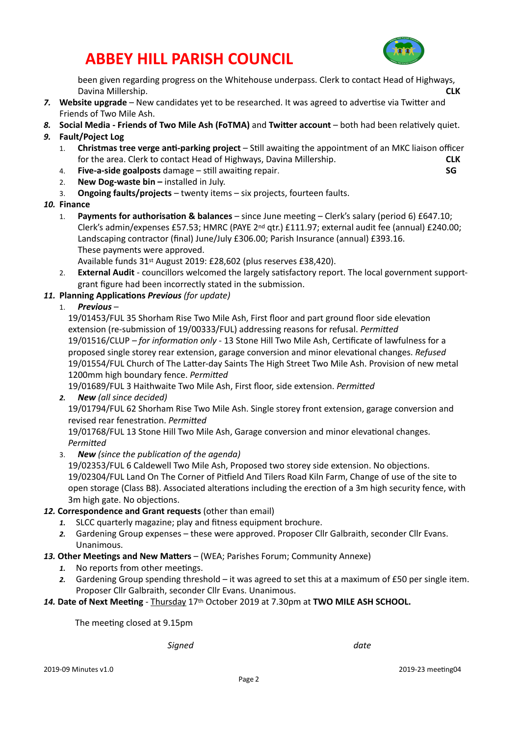been given regarding progress on the Whitehouse underpass. Clerk to contact Head of Highways, Davina Millership. **CLK**

7. **Website upgrade** – New candidates yet to be researched. It was agreed to advertise via Twitter and Friends of Two Mile Ash.
8. **Social Media - Friends of Two Mile Ash (FoTMA)** and **Twitter account** – both had been relatively quiet.
9. **Fault/Poject Log**
   1. **Christmas tree verge anti-parking project** – Still awaiting the appointment of an MKC liaison officer for the area. Clerk to contact Head of Highways, Davina Millership. **CLK**
   4. **Five-a-side goalposts** damage – still awaiting repair. **SG**
   2. **New Dog-waste bin –** installed in July.
   3. **Ongoing faults/projects** – twenty items – six projects, fourteen faults.
10. **Finance**
    1. **Payments for authorisation & balances** – since June meeting – Clerk's salary (period 6) £647.10; Clerk's admin/expenses £57.53; HMRC (PAYE 2nd qtr.) £111.97; external audit fee (annual) £240.00; Landscaping contractor (final) June/July £306.00; Parish Insurance (annual) £393.16. These payments were approved.
       Available funds 31st August 2019: £28,602 (plus reserves £38,420).
    2. **External Audit** - councillors welcomed the largely satisfactory report. The local government support-grant figure had been incorrectly stated in the submission.
11. **Planning Applications *Previous*** *(for update)*
    1. ***Previous*** –
       19/01453/FUL 35 Shorham Rise Two Mile Ash, First floor and part ground floor side elevation extension (re-submission of 19/00333/FUL) addressing reasons for refusal. *Permitted*
       19/01516/CLUP – *for information only* - 13 Stone Hill Two Mile Ash, Certificate of lawfulness for a proposed single storey rear extension, garage conversion and minor elevational changes. *Refused*
       19/01554/FUL Church of The Latter-day Saints The High Street Two Mile Ash. Provision of new metal 1200mm high boundary fence. *Permitted*
       19/01689/FUL 3 Haithwaite Two Mile Ash, First floor, side extension. *Permitted*
    2. ***New*** *(all since decided)*
       19/01794/FUL 62 Shorham Rise Two Mile Ash. Single storey front extension, garage conversion and revised rear fenestration. *Permitted*
       19/01768/FUL 13 Stone Hill Two Mile Ash, Garage conversion and minor elevational changes. *Permitted*
    3. ***New*** *(since the publication of the agenda)*
       19/02353/FUL 6 Caldewell Two Mile Ash, Proposed two storey side extension. No objections.
       19/02304/FUL Land On The Corner of Pitfield And Tilers Road Kiln Farm, Change of use of the site to open storage (Class B8). Associated alterations including the erection of a 3m high security fence, with 3m high gate. No objections.
12. **Correspondence and Grant requests** (other than email)
    1. SLCC quarterly magazine; play and fitness equipment brochure.
    2. Gardening Group expenses – these were approved. Proposer Cllr Galbraith, seconder Cllr Evans. Unanimous.
13. **Other Meetings and New Matters** – (WEA; Parishes Forum; Community Annexe)
    1. No reports from other meetings.
    2. Gardening Group spending threshold – it was agreed to set this at a maximum of £50 per single item. Proposer Cllr Galbraith, seconder Cllr Evans. Unanimous.
14. **Date of Next Meeting** - Thursday 17th October 2019 at 7.30pm at **TWO MILE ASH SCHOOL.**

The meeting closed at 9.15pm

*Signed* *date*

2019-09 Minutes v1.0 2019-23 meeting04